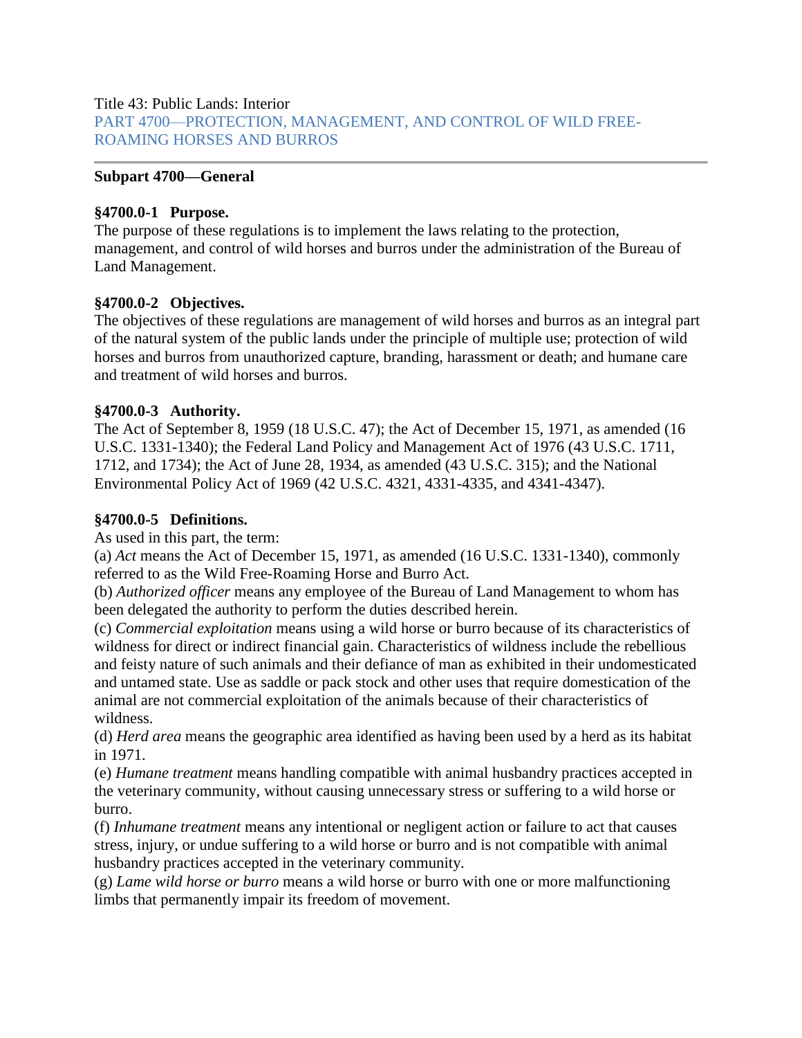Title 43: Public Lands: Interior
PART 4700—PROTECTION, MANAGEMENT, AND CONTROL OF WILD FREE-ROAMING HORSES AND BURROS

## Subpart 4700—General

### §4700.0-1 Purpose.

The purpose of these regulations is to implement the laws relating to the protection, management, and control of wild horses and burros under the administration of the Bureau of Land Management.

### §4700.0-2 Objectives.

The objectives of these regulations are management of wild horses and burros as an integral part of the natural system of the public lands under the principle of multiple use; protection of wild horses and burros from unauthorized capture, branding, harassment or death; and humane care and treatment of wild horses and burros.

### §4700.0-3 Authority.

The Act of September 8, 1959 (18 U.S.C. 47); the Act of December 15, 1971, as amended (16 U.S.C. 1331-1340); the Federal Land Policy and Management Act of 1976 (43 U.S.C. 1711, 1712, and 1734); the Act of June 28, 1934, as amended (43 U.S.C. 315); and the National Environmental Policy Act of 1969 (42 U.S.C. 4321, 4331-4335, and 4341-4347).

### §4700.0-5 Definitions.

As used in this part, the term:

(a) *Act* means the Act of December 15, 1971, as amended (16 U.S.C. 1331-1340), commonly referred to as the Wild Free-Roaming Horse and Burro Act.

(b) *Authorized officer* means any employee of the Bureau of Land Management to whom has been delegated the authority to perform the duties described herein.

(c) *Commercial exploitation* means using a wild horse or burro because of its characteristics of wildness for direct or indirect financial gain. Characteristics of wildness include the rebellious and feisty nature of such animals and their defiance of man as exhibited in their undomesticated and untamed state. Use as saddle or pack stock and other uses that require domestication of the animal are not commercial exploitation of the animals because of their characteristics of wildness.

(d) *Herd area* means the geographic area identified as having been used by a herd as its habitat in 1971.

(e) *Humane treatment* means handling compatible with animal husbandry practices accepted in the veterinary community, without causing unnecessary stress or suffering to a wild horse or burro.

(f) *Inhumane treatment* means any intentional or negligent action or failure to act that causes stress, injury, or undue suffering to a wild horse or burro and is not compatible with animal husbandry practices accepted in the veterinary community.

(g) *Lame wild horse or burro* means a wild horse or burro with one or more malfunctioning limbs that permanently impair its freedom of movement.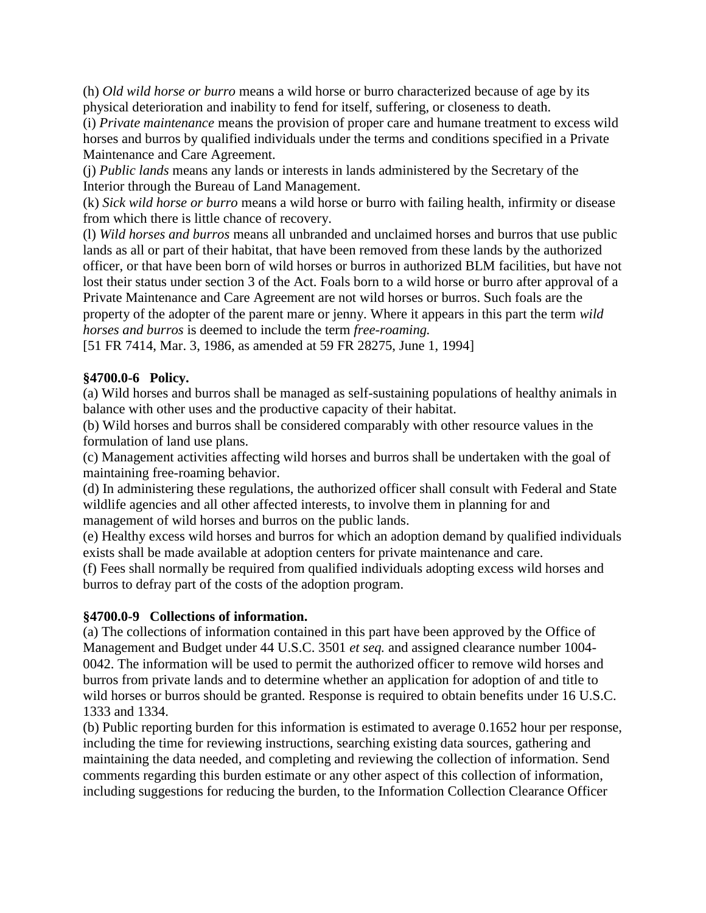(h) *Old wild horse or burro* means a wild horse or burro characterized because of age by its physical deterioration and inability to fend for itself, suffering, or closeness to death.

(i) *Private maintenance* means the provision of proper care and humane treatment to excess wild horses and burros by qualified individuals under the terms and conditions specified in a Private Maintenance and Care Agreement.

(j) *Public lands* means any lands or interests in lands administered by the Secretary of the Interior through the Bureau of Land Management.

(k) *Sick wild horse or burro* means a wild horse or burro with failing health, infirmity or disease from which there is little chance of recovery.

(l) *Wild horses and burros* means all unbranded and unclaimed horses and burros that use public lands as all or part of their habitat, that have been removed from these lands by the authorized officer, or that have been born of wild horses or burros in authorized BLM facilities, but have not lost their status under section 3 of the Act. Foals born to a wild horse or burro after approval of a Private Maintenance and Care Agreement are not wild horses or burros. Such foals are the property of the adopter of the parent mare or jenny. Where it appears in this part the term *wild horses and burros* is deemed to include the term *free-roaming.*

[51 FR 7414, Mar. 3, 1986, as amended at 59 FR 28275, June 1, 1994]

**§4700.0-6 Policy.**

(a) Wild horses and burros shall be managed as self-sustaining populations of healthy animals in balance with other uses and the productive capacity of their habitat.

(b) Wild horses and burros shall be considered comparably with other resource values in the formulation of land use plans.

(c) Management activities affecting wild horses and burros shall be undertaken with the goal of maintaining free-roaming behavior.

(d) In administering these regulations, the authorized officer shall consult with Federal and State wildlife agencies and all other affected interests, to involve them in planning for and management of wild horses and burros on the public lands.

(e) Healthy excess wild horses and burros for which an adoption demand by qualified individuals exists shall be made available at adoption centers for private maintenance and care.

(f) Fees shall normally be required from qualified individuals adopting excess wild horses and burros to defray part of the costs of the adoption program.

**§4700.0-9 Collections of information.**

(a) The collections of information contained in this part have been approved by the Office of Management and Budget under 44 U.S.C. 3501 *et seq.* and assigned clearance number 1004-0042. The information will be used to permit the authorized officer to remove wild horses and burros from private lands and to determine whether an application for adoption of and title to wild horses or burros should be granted. Response is required to obtain benefits under 16 U.S.C. 1333 and 1334.

(b) Public reporting burden for this information is estimated to average 0.1652 hour per response, including the time for reviewing instructions, searching existing data sources, gathering and maintaining the data needed, and completing and reviewing the collection of information. Send comments regarding this burden estimate or any other aspect of this collection of information, including suggestions for reducing the burden, to the Information Collection Clearance Officer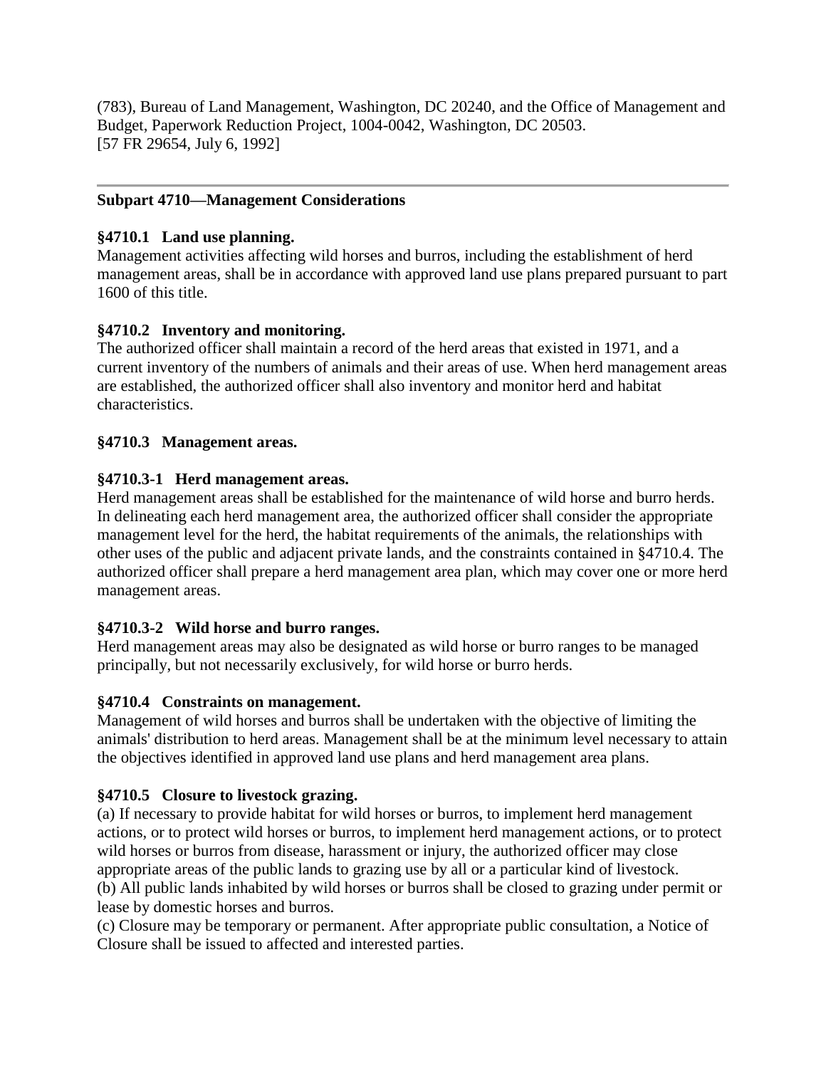(783), Bureau of Land Management, Washington, DC 20240, and the Office of Management and Budget, Paperwork Reduction Project, 1004-0042, Washington, DC 20503.
[57 FR 29654, July 6, 1992]

---

## Subpart 4710—Management Considerations

### §4710.1 Land use planning.

Management activities affecting wild horses and burros, including the establishment of herd management areas, shall be in accordance with approved land use plans prepared pursuant to part 1600 of this title.

### §4710.2 Inventory and monitoring.

The authorized officer shall maintain a record of the herd areas that existed in 1971, and a current inventory of the numbers of animals and their areas of use. When herd management areas are established, the authorized officer shall also inventory and monitor herd and habitat characteristics.

### §4710.3 Management areas.

### §4710.3-1 Herd management areas.

Herd management areas shall be established for the maintenance of wild horse and burro herds. In delineating each herd management area, the authorized officer shall consider the appropriate management level for the herd, the habitat requirements of the animals, the relationships with other uses of the public and adjacent private lands, and the constraints contained in §4710.4. The authorized officer shall prepare a herd management area plan, which may cover one or more herd management areas.

### §4710.3-2 Wild horse and burro ranges.

Herd management areas may also be designated as wild horse or burro ranges to be managed principally, but not necessarily exclusively, for wild horse or burro herds.

### §4710.4 Constraints on management.

Management of wild horses and burros shall be undertaken with the objective of limiting the animals' distribution to herd areas. Management shall be at the minimum level necessary to attain the objectives identified in approved land use plans and herd management area plans.

### §4710.5 Closure to livestock grazing.

(a) If necessary to provide habitat for wild horses or burros, to implement herd management actions, or to protect wild horses or burros, to implement herd management actions, or to protect wild horses or burros from disease, harassment or injury, the authorized officer may close appropriate areas of the public lands to grazing use by all or a particular kind of livestock.
(b) All public lands inhabited by wild horses or burros shall be closed to grazing under permit or lease by domestic horses and burros.
(c) Closure may be temporary or permanent. After appropriate public consultation, a Notice of Closure shall be issued to affected and interested parties.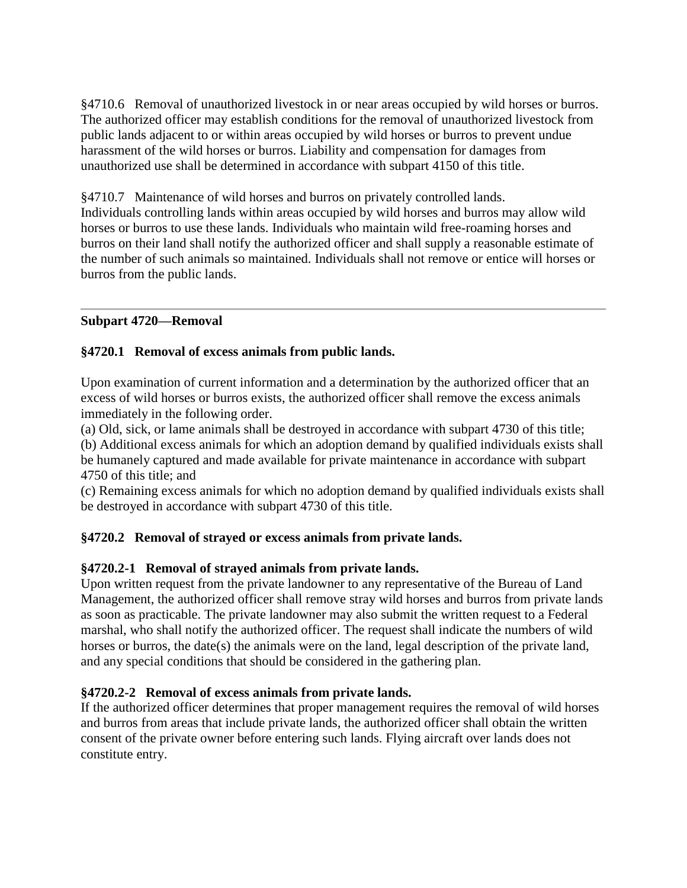§4710.6 Removal of unauthorized livestock in or near areas occupied by wild horses or burros. The authorized officer may establish conditions for the removal of unauthorized livestock from public lands adjacent to or within areas occupied by wild horses or burros to prevent undue harassment of the wild horses or burros. Liability and compensation for damages from unauthorized use shall be determined in accordance with subpart 4150 of this title.

§4710.7 Maintenance of wild horses and burros on privately controlled lands. Individuals controlling lands within areas occupied by wild horses and burros may allow wild horses or burros to use these lands. Individuals who maintain wild free-roaming horses and burros on their land shall notify the authorized officer and shall supply a reasonable estimate of the number of such animals so maintained. Individuals shall not remove or entice will horses or burros from the public lands.

---

**Subpart 4720—Removal**

**§4720.1 Removal of excess animals from public lands.**

Upon examination of current information and a determination by the authorized officer that an excess of wild horses or burros exists, the authorized officer shall remove the excess animals immediately in the following order.

(a) Old, sick, or lame animals shall be destroyed in accordance with subpart 4730 of this title;

(b) Additional excess animals for which an adoption demand by qualified individuals exists shall be humanely captured and made available for private maintenance in accordance with subpart 4750 of this title; and

(c) Remaining excess animals for which no adoption demand by qualified individuals exists shall be destroyed in accordance with subpart 4730 of this title.

**§4720.2 Removal of strayed or excess animals from private lands.**

**§4720.2-1 Removal of strayed animals from private lands.**

Upon written request from the private landowner to any representative of the Bureau of Land Management, the authorized officer shall remove stray wild horses and burros from private lands as soon as practicable. The private landowner may also submit the written request to a Federal marshal, who shall notify the authorized officer. The request shall indicate the numbers of wild horses or burros, the date(s) the animals were on the land, legal description of the private land, and any special conditions that should be considered in the gathering plan.

**§4720.2-2 Removal of excess animals from private lands.**

If the authorized officer determines that proper management requires the removal of wild horses and burros from areas that include private lands, the authorized officer shall obtain the written consent of the private owner before entering such lands. Flying aircraft over lands does not constitute entry.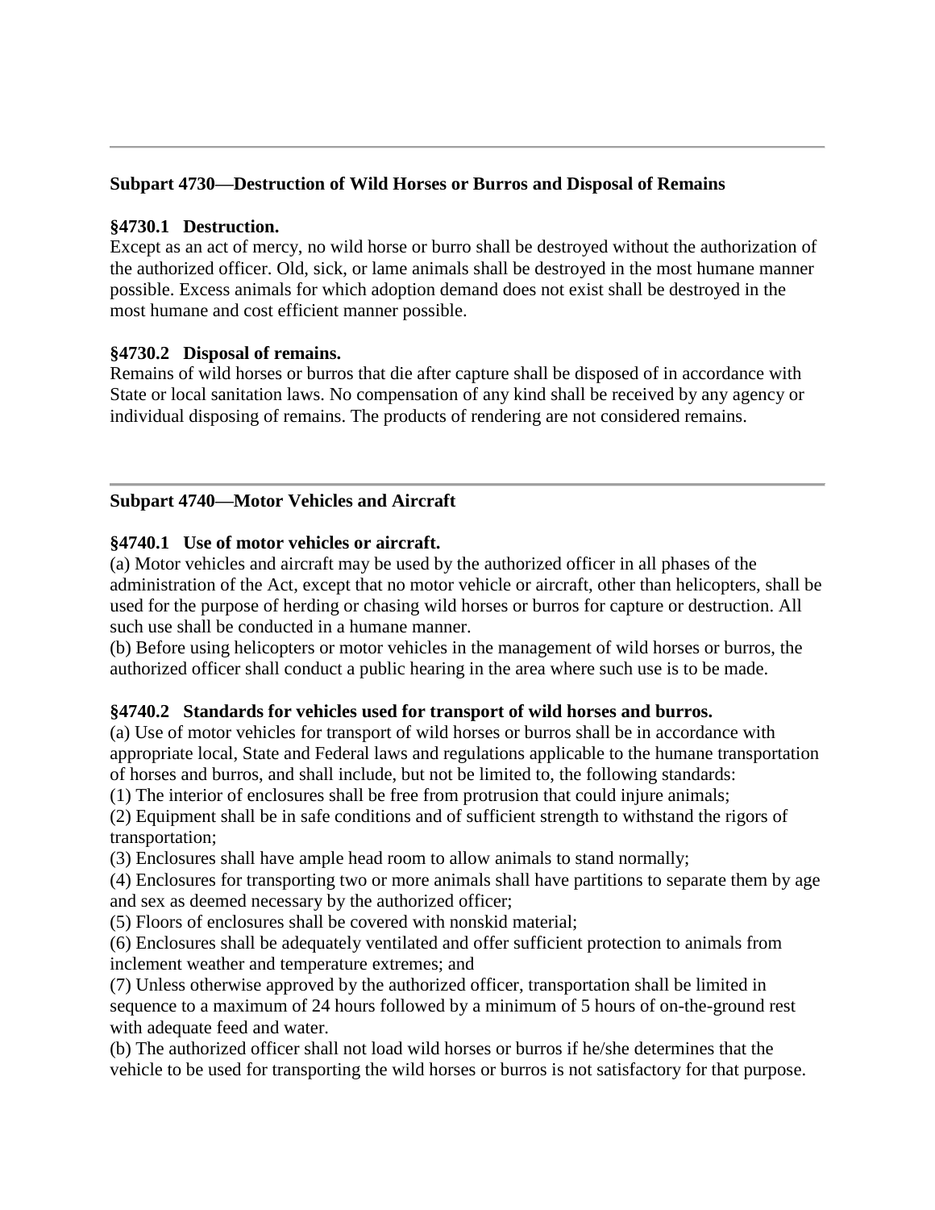---

## Subpart 4730—Destruction of Wild Horses or Burros and Disposal of Remains

### §4730.1 Destruction.

Except as an act of mercy, no wild horse or burro shall be destroyed without the authorization of the authorized officer. Old, sick, or lame animals shall be destroyed in the most humane manner possible. Excess animals for which adoption demand does not exist shall be destroyed in the most humane and cost efficient manner possible.

### §4730.2 Disposal of remains.

Remains of wild horses or burros that die after capture shall be disposed of in accordance with State or local sanitation laws. No compensation of any kind shall be received by any agency or individual disposing of remains. The products of rendering are not considered remains.

---

## Subpart 4740—Motor Vehicles and Aircraft

### §4740.1 Use of motor vehicles or aircraft.

(a) Motor vehicles and aircraft may be used by the authorized officer in all phases of the administration of the Act, except that no motor vehicle or aircraft, other than helicopters, shall be used for the purpose of herding or chasing wild horses or burros for capture or destruction. All such use shall be conducted in a humane manner.

(b) Before using helicopters or motor vehicles in the management of wild horses or burros, the authorized officer shall conduct a public hearing in the area where such use is to be made.

### §4740.2 Standards for vehicles used for transport of wild horses and burros.

(a) Use of motor vehicles for transport of wild horses or burros shall be in accordance with appropriate local, State and Federal laws and regulations applicable to the humane transportation of horses and burros, and shall include, but not be limited to, the following standards:

(1) The interior of enclosures shall be free from protrusion that could injure animals;

(2) Equipment shall be in safe conditions and of sufficient strength to withstand the rigors of transportation;

(3) Enclosures shall have ample head room to allow animals to stand normally;

(4) Enclosures for transporting two or more animals shall have partitions to separate them by age and sex as deemed necessary by the authorized officer;

(5) Floors of enclosures shall be covered with nonskid material;

(6) Enclosures shall be adequately ventilated and offer sufficient protection to animals from inclement weather and temperature extremes; and

(7) Unless otherwise approved by the authorized officer, transportation shall be limited in sequence to a maximum of 24 hours followed by a minimum of 5 hours of on-the-ground rest with adequate feed and water.

(b) The authorized officer shall not load wild horses or burros if he/she determines that the vehicle to be used for transporting the wild horses or burros is not satisfactory for that purpose.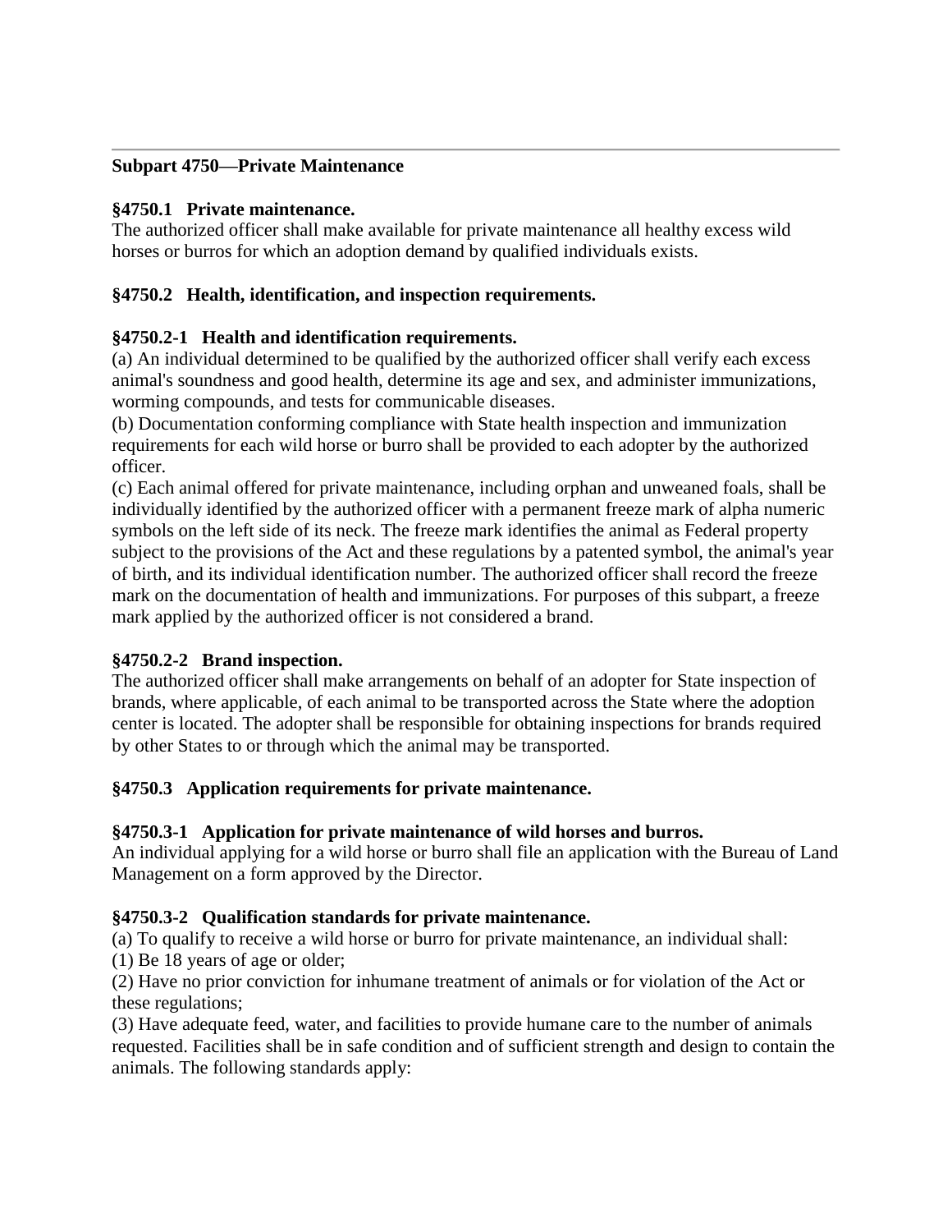---

**Subpart 4750—Private Maintenance**

**§4750.1 Private maintenance.**
The authorized officer shall make available for private maintenance all healthy excess wild horses or burros for which an adoption demand by qualified individuals exists.

**§4750.2 Health, identification, and inspection requirements.**

**§4750.2-1 Health and identification requirements.**
(a) An individual determined to be qualified by the authorized officer shall verify each excess animal's soundness and good health, determine its age and sex, and administer immunizations, worming compounds, and tests for communicable diseases.
(b) Documentation conforming compliance with State health inspection and immunization requirements for each wild horse or burro shall be provided to each adopter by the authorized officer.
(c) Each animal offered for private maintenance, including orphan and unweaned foals, shall be individually identified by the authorized officer with a permanent freeze mark of alpha numeric symbols on the left side of its neck. The freeze mark identifies the animal as Federal property subject to the provisions of the Act and these regulations by a patented symbol, the animal's year of birth, and its individual identification number. The authorized officer shall record the freeze mark on the documentation of health and immunizations. For purposes of this subpart, a freeze mark applied by the authorized officer is not considered a brand.

**§4750.2-2 Brand inspection.**
The authorized officer shall make arrangements on behalf of an adopter for State inspection of brands, where applicable, of each animal to be transported across the State where the adoption center is located. The adopter shall be responsible for obtaining inspections for brands required by other States to or through which the animal may be transported.

**§4750.3 Application requirements for private maintenance.**

**§4750.3-1 Application for private maintenance of wild horses and burros.**
An individual applying for a wild horse or burro shall file an application with the Bureau of Land Management on a form approved by the Director.

**§4750.3-2 Qualification standards for private maintenance.**
(a) To qualify to receive a wild horse or burro for private maintenance, an individual shall:
(1) Be 18 years of age or older;
(2) Have no prior conviction for inhumane treatment of animals or for violation of the Act or these regulations;
(3) Have adequate feed, water, and facilities to provide humane care to the number of animals requested. Facilities shall be in safe condition and of sufficient strength and design to contain the animals. The following standards apply: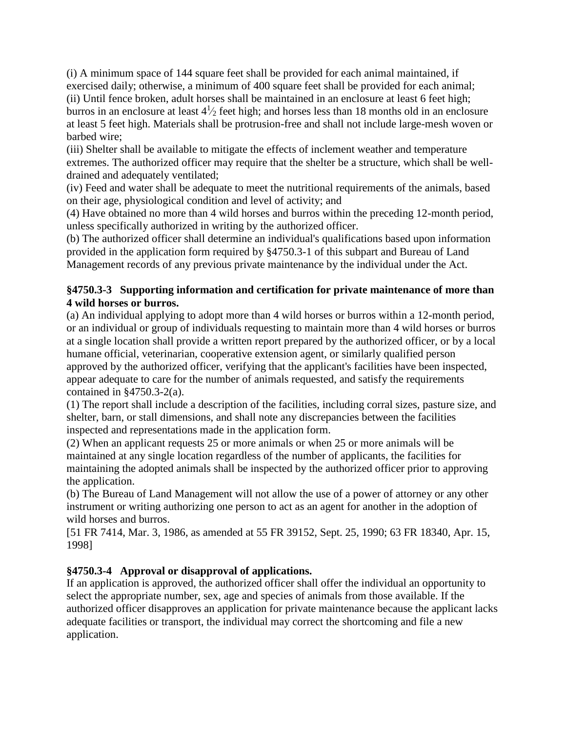(i) A minimum space of 144 square feet shall be provided for each animal maintained, if exercised daily; otherwise, a minimum of 400 square feet shall be provided for each animal;
(ii) Until fence broken, adult horses shall be maintained in an enclosure at least 6 feet high; burros in an enclosure at least $4\frac{1}{2}$ feet high; and horses less than 18 months old in an enclosure at least 5 feet high. Materials shall be protrusion-free and shall not include large-mesh woven or barbed wire;
(iii) Shelter shall be available to mitigate the effects of inclement weather and temperature extremes. The authorized officer may require that the shelter be a structure, which shall be well-drained and adequately ventilated;
(iv) Feed and water shall be adequate to meet the nutritional requirements of the animals, based on their age, physiological condition and level of activity; and
(4) Have obtained no more than 4 wild horses and burros within the preceding 12-month period, unless specifically authorized in writing by the authorized officer.
(b) The authorized officer shall determine an individual's qualifications based upon information provided in the application form required by §4750.3-1 of this subpart and Bureau of Land Management records of any previous private maintenance by the individual under the Act.

**§4750.3-3 Supporting information and certification for private maintenance of more than 4 wild horses or burros.**

(a) An individual applying to adopt more than 4 wild horses or burros within a 12-month period, or an individual or group of individuals requesting to maintain more than 4 wild horses or burros at a single location shall provide a written report prepared by the authorized officer, or by a local humane official, veterinarian, cooperative extension agent, or similarly qualified person approved by the authorized officer, verifying that the applicant's facilities have been inspected, appear adequate to care for the number of animals requested, and satisfy the requirements contained in §4750.3-2(a).
(1) The report shall include a description of the facilities, including corral sizes, pasture size, and shelter, barn, or stall dimensions, and shall note any discrepancies between the facilities inspected and representations made in the application form.
(2) When an applicant requests 25 or more animals or when 25 or more animals will be maintained at any single location regardless of the number of applicants, the facilities for maintaining the adopted animals shall be inspected by the authorized officer prior to approving the application.
(b) The Bureau of Land Management will not allow the use of a power of attorney or any other instrument or writing authorizing one person to act as an agent for another in the adoption of wild horses and burros.
[51 FR 7414, Mar. 3, 1986, as amended at 55 FR 39152, Sept. 25, 1990; 63 FR 18340, Apr. 15, 1998]

**§4750.3-4 Approval or disapproval of applications.**

If an application is approved, the authorized officer shall offer the individual an opportunity to select the appropriate number, sex, age and species of animals from those available. If the authorized officer disapproves an application for private maintenance because the applicant lacks adequate facilities or transport, the individual may correct the shortcoming and file a new application.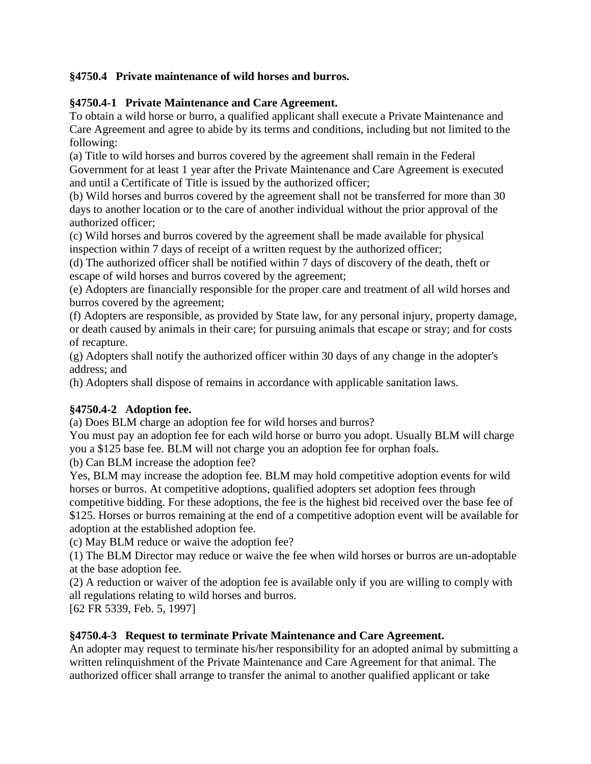### §4750.4 Private maintenance of wild horses and burros.

### §4750.4-1 Private Maintenance and Care Agreement.

To obtain a wild horse or burro, a qualified applicant shall execute a Private Maintenance and Care Agreement and agree to abide by its terms and conditions, including but not limited to the following:

(a) Title to wild horses and burros covered by the agreement shall remain in the Federal Government for at least 1 year after the Private Maintenance and Care Agreement is executed and until a Certificate of Title is issued by the authorized officer;

(b) Wild horses and burros covered by the agreement shall not be transferred for more than 30 days to another location or to the care of another individual without the prior approval of the authorized officer;

(c) Wild horses and burros covered by the agreement shall be made available for physical inspection within 7 days of receipt of a written request by the authorized officer;

(d) The authorized officer shall be notified within 7 days of discovery of the death, theft or escape of wild horses and burros covered by the agreement;

(e) Adopters are financially responsible for the proper care and treatment of all wild horses and burros covered by the agreement;

(f) Adopters are responsible, as provided by State law, for any personal injury, property damage, or death caused by animals in their care; for pursuing animals that escape or stray; and for costs of recapture.

(g) Adopters shall notify the authorized officer within 30 days of any change in the adopter's address; and

(h) Adopters shall dispose of remains in accordance with applicable sanitation laws.

### §4750.4-2 Adoption fee.

(a) Does BLM charge an adoption fee for wild horses and burros?

You must pay an adoption fee for each wild horse or burro you adopt. Usually BLM will charge you a $125 base fee. BLM will not charge you an adoption fee for orphan foals.

(b) Can BLM increase the adoption fee?

Yes, BLM may increase the adoption fee. BLM may hold competitive adoption events for wild horses or burros. At competitive adoptions, qualified adopters set adoption fees through competitive bidding. For these adoptions, the fee is the highest bid received over the base fee of $125. Horses or burros remaining at the end of a competitive adoption event will be available for adoption at the established adoption fee.

(c) May BLM reduce or waive the adoption fee?

(1) The BLM Director may reduce or waive the fee when wild horses or burros are un-adoptable at the base adoption fee.

(2) A reduction or waiver of the adoption fee is available only if you are willing to comply with all regulations relating to wild horses and burros.

[62 FR 5339, Feb. 5, 1997]

### §4750.4-3 Request to terminate Private Maintenance and Care Agreement.

An adopter may request to terminate his/her responsibility for an adopted animal by submitting a written relinquishment of the Private Maintenance and Care Agreement for that animal. The authorized officer shall arrange to transfer the animal to another qualified applicant or take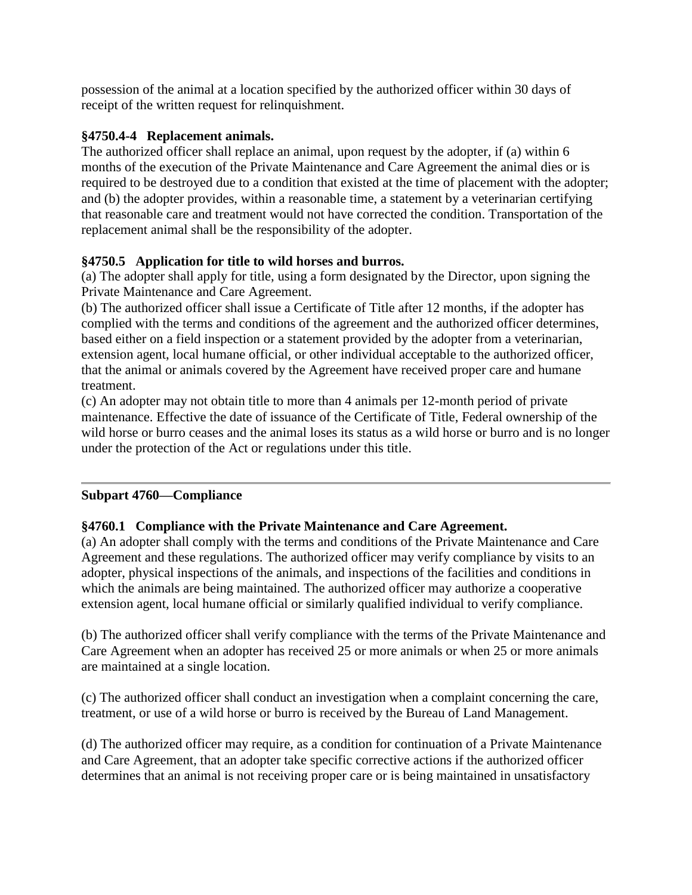possession of the animal at a location specified by the authorized officer within 30 days of receipt of the written request for relinquishment.

**§4750.4-4 Replacement animals.**
The authorized officer shall replace an animal, upon request by the adopter, if (a) within 6 months of the execution of the Private Maintenance and Care Agreement the animal dies or is required to be destroyed due to a condition that existed at the time of placement with the adopter; and (b) the adopter provides, within a reasonable time, a statement by a veterinarian certifying that reasonable care and treatment would not have corrected the condition. Transportation of the replacement animal shall be the responsibility of the adopter.

**§4750.5 Application for title to wild horses and burros.**
(a) The adopter shall apply for title, using a form designated by the Director, upon signing the Private Maintenance and Care Agreement.
(b) The authorized officer shall issue a Certificate of Title after 12 months, if the adopter has complied with the terms and conditions of the agreement and the authorized officer determines, based either on a field inspection or a statement provided by the adopter from a veterinarian, extension agent, local humane official, or other individual acceptable to the authorized officer, that the animal or animals covered by the Agreement have received proper care and humane treatment.
(c) An adopter may not obtain title to more than 4 animals per 12-month period of private maintenance. Effective the date of issuance of the Certificate of Title, Federal ownership of the wild horse or burro ceases and the animal loses its status as a wild horse or burro and is no longer under the protection of the Act or regulations under this title.

---

**Subpart 4760—Compliance**

**§4760.1 Compliance with the Private Maintenance and Care Agreement.**
(a) An adopter shall comply with the terms and conditions of the Private Maintenance and Care Agreement and these regulations. The authorized officer may verify compliance by visits to an adopter, physical inspections of the animals, and inspections of the facilities and conditions in which the animals are being maintained. The authorized officer may authorize a cooperative extension agent, local humane official or similarly qualified individual to verify compliance.

(b) The authorized officer shall verify compliance with the terms of the Private Maintenance and Care Agreement when an adopter has received 25 or more animals or when 25 or more animals are maintained at a single location.

(c) The authorized officer shall conduct an investigation when a complaint concerning the care, treatment, or use of a wild horse or burro is received by the Bureau of Land Management.

(d) The authorized officer may require, as a condition for continuation of a Private Maintenance and Care Agreement, that an adopter take specific corrective actions if the authorized officer determines that an animal is not receiving proper care or is being maintained in unsatisfactory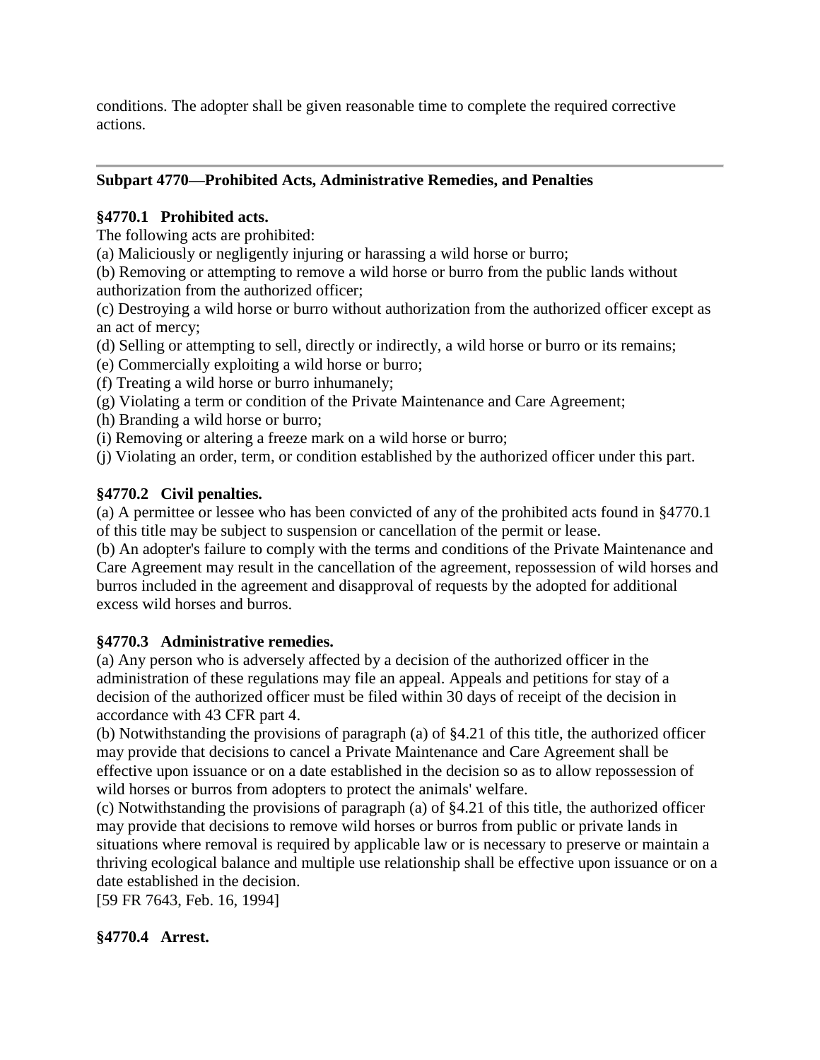conditions. The adopter shall be given reasonable time to complete the required corrective actions.

---

## Subpart 4770—Prohibited Acts, Administrative Remedies, and Penalties

### §4770.1 Prohibited acts.

The following acts are prohibited:

(a) Maliciously or negligently injuring or harassing a wild horse or burro;

(b) Removing or attempting to remove a wild horse or burro from the public lands without authorization from the authorized officer;

(c) Destroying a wild horse or burro without authorization from the authorized officer except as an act of mercy;

(d) Selling or attempting to sell, directly or indirectly, a wild horse or burro or its remains;

(e) Commercially exploiting a wild horse or burro;

(f) Treating a wild horse or burro inhumanely;

(g) Violating a term or condition of the Private Maintenance and Care Agreement;

(h) Branding a wild horse or burro;

(i) Removing or altering a freeze mark on a wild horse or burro;

(j) Violating an order, term, or condition established by the authorized officer under this part.

### §4770.2 Civil penalties.

(a) A permittee or lessee who has been convicted of any of the prohibited acts found in §4770.1 of this title may be subject to suspension or cancellation of the permit or lease.

(b) An adopter's failure to comply with the terms and conditions of the Private Maintenance and Care Agreement may result in the cancellation of the agreement, repossession of wild horses and burros included in the agreement and disapproval of requests by the adopted for additional excess wild horses and burros.

### §4770.3 Administrative remedies.

(a) Any person who is adversely affected by a decision of the authorized officer in the administration of these regulations may file an appeal. Appeals and petitions for stay of a decision of the authorized officer must be filed within 30 days of receipt of the decision in accordance with 43 CFR part 4.

(b) Notwithstanding the provisions of paragraph (a) of §4.21 of this title, the authorized officer may provide that decisions to cancel a Private Maintenance and Care Agreement shall be effective upon issuance or on a date established in the decision so as to allow repossession of wild horses or burros from adopters to protect the animals' welfare.

(c) Notwithstanding the provisions of paragraph (a) of §4.21 of this title, the authorized officer may provide that decisions to remove wild horses or burros from public or private lands in situations where removal is required by applicable law or is necessary to preserve or maintain a thriving ecological balance and multiple use relationship shall be effective upon issuance or on a date established in the decision.

[59 FR 7643, Feb. 16, 1994]

### §4770.4 Arrest.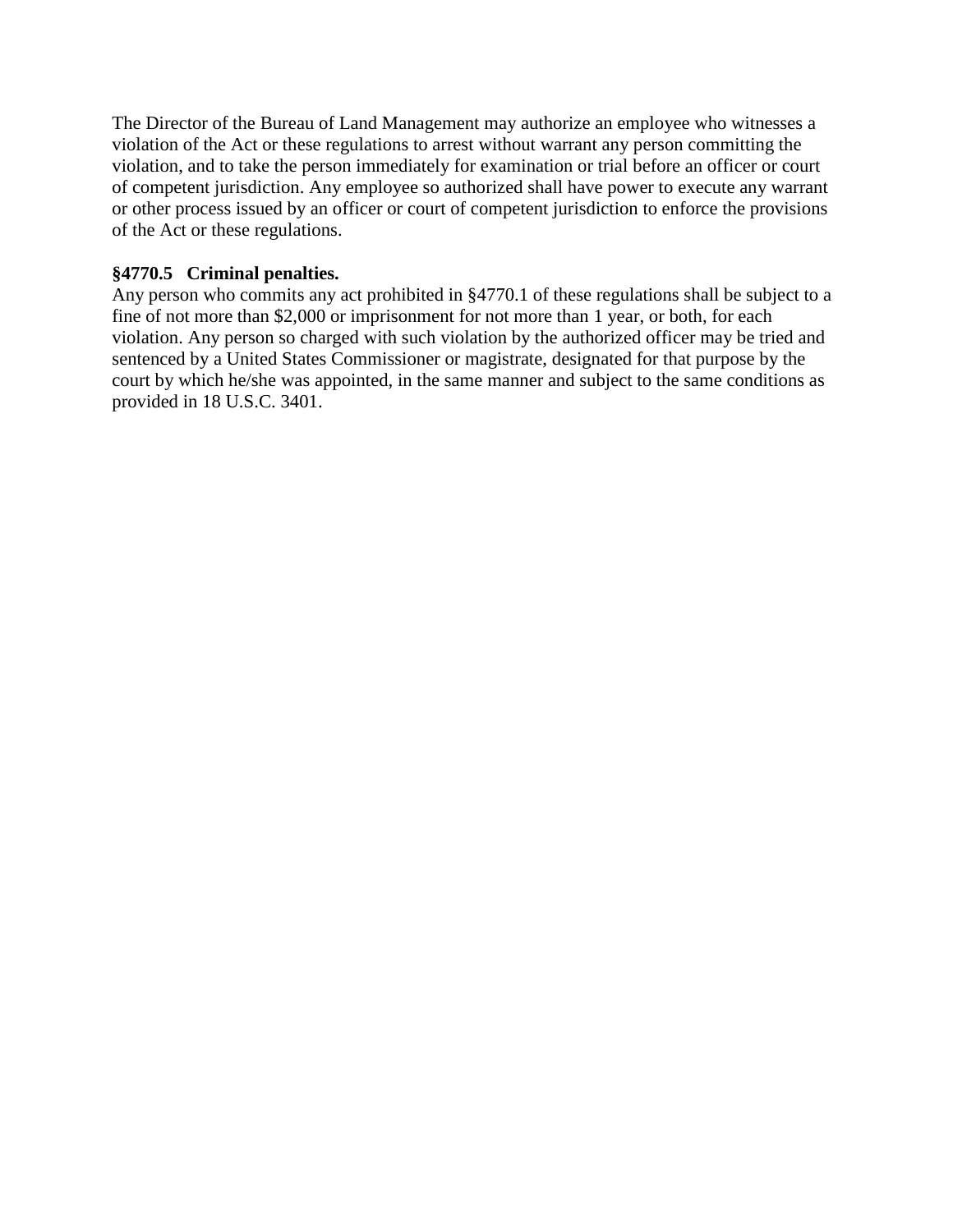The Director of the Bureau of Land Management may authorize an employee who witnesses a violation of the Act or these regulations to arrest without warrant any person committing the violation, and to take the person immediately for examination or trial before an officer or court of competent jurisdiction. Any employee so authorized shall have power to execute any warrant or other process issued by an officer or court of competent jurisdiction to enforce the provisions of the Act or these regulations.

**§4770.5 Criminal penalties.**

Any person who commits any act prohibited in §4770.1 of these regulations shall be subject to a fine of not more than $2,000 or imprisonment for not more than 1 year, or both, for each violation. Any person so charged with such violation by the authorized officer may be tried and sentenced by a United States Commissioner or magistrate, designated for that purpose by the court by which he/she was appointed, in the same manner and subject to the same conditions as provided in 18 U.S.C. 3401.